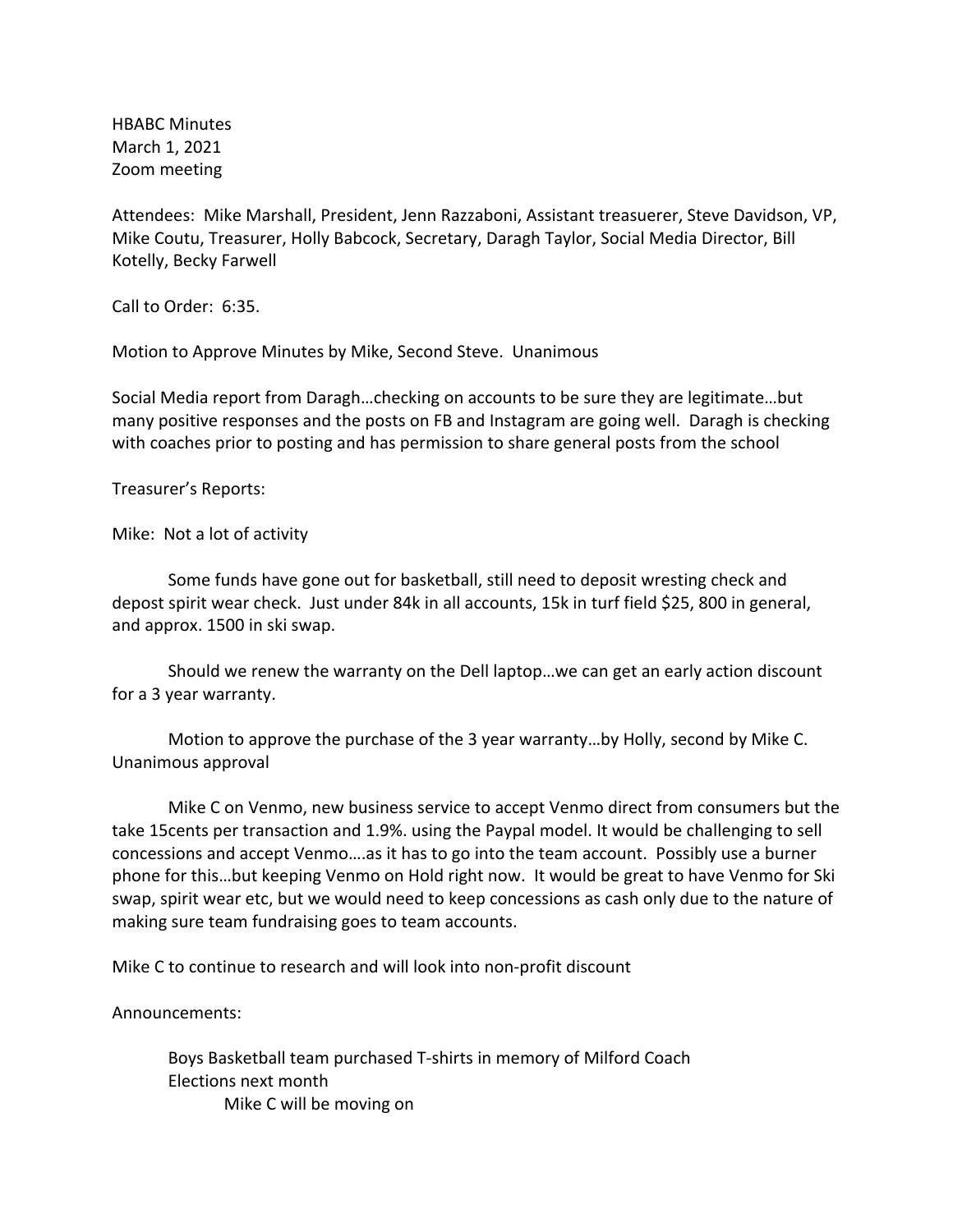HBABC Minutes
March 1, 2021
Zoom meeting

Attendees: Mike Marshall, President, Jenn Razzaboni, Assistant treasuerer, Steve Davidson, VP, Mike Coutu, Treasurer, Holly Babcock, Secretary, Daragh Taylor, Social Media Director, Bill Kotelly, Becky Farwell

Call to Order: 6:35.

Motion to Approve Minutes by Mike, Second Steve. Unanimous

Social Media report from Daragh…checking on accounts to be sure they are legitimate…but many positive responses and the posts on FB and Instagram are going well. Daragh is checking with coaches prior to posting and has permission to share general posts from the school

Treasurer's Reports:

Mike: Not a lot of activity

Some funds have gone out for basketball, still need to deposit wresting check and depost spirit wear check. Just under 84k in all accounts, 15k in turf field $25, 800 in general, and approx. 1500 in ski swap.

Should we renew the warranty on the Dell laptop…we can get an early action discount for a 3 year warranty.

Motion to approve the purchase of the 3 year warranty…by Holly, second by Mike C. Unanimous approval

Mike C on Venmo, new business service to accept Venmo direct from consumers but the take 15cents per transaction and 1.9%. using the Paypal model. It would be challenging to sell concessions and accept Venmo….as it has to go into the team account. Possibly use a burner phone for this…but keeping Venmo on Hold right now. It would be great to have Venmo for Ski swap, spirit wear etc, but we would need to keep concessions as cash only due to the nature of making sure team fundraising goes to team accounts.

Mike C to continue to research and will look into non-profit discount

Announcements:

- Boys Basketball team purchased T-shirts in memory of Milford Coach
- Elections next month
  - Mike C will be moving on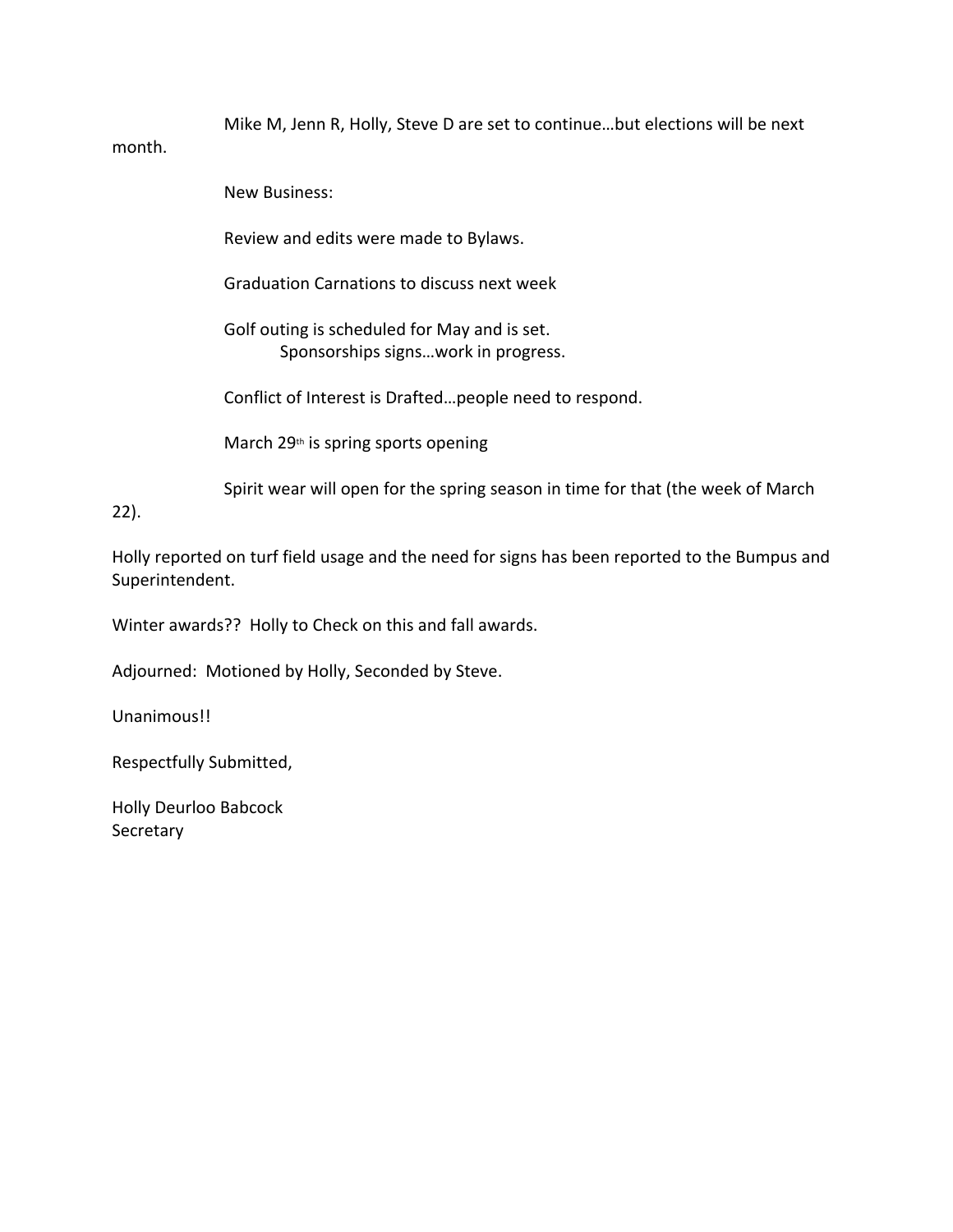Mike M, Jenn R, Holly, Steve D are set to continue…but elections will be next month.

New Business:

Review and edits were made to Bylaws.

Graduation Carnations to discuss next week

Golf outing is scheduled for May and is set.
Sponsorships signs…work in progress.

Conflict of Interest is Drafted…people need to respond.

March 29th is spring sports opening

Spirit wear will open for the spring season in time for that (the week of March 22).

Holly reported on turf field usage and the need for signs has been reported to the Bumpus and Superintendent.

Winter awards?? Holly to Check on this and fall awards.

Adjourned: Motioned by Holly, Seconded by Steve.

Unanimous!!

Respectfully Submitted,

Holly Deurloo Babcock
Secretary